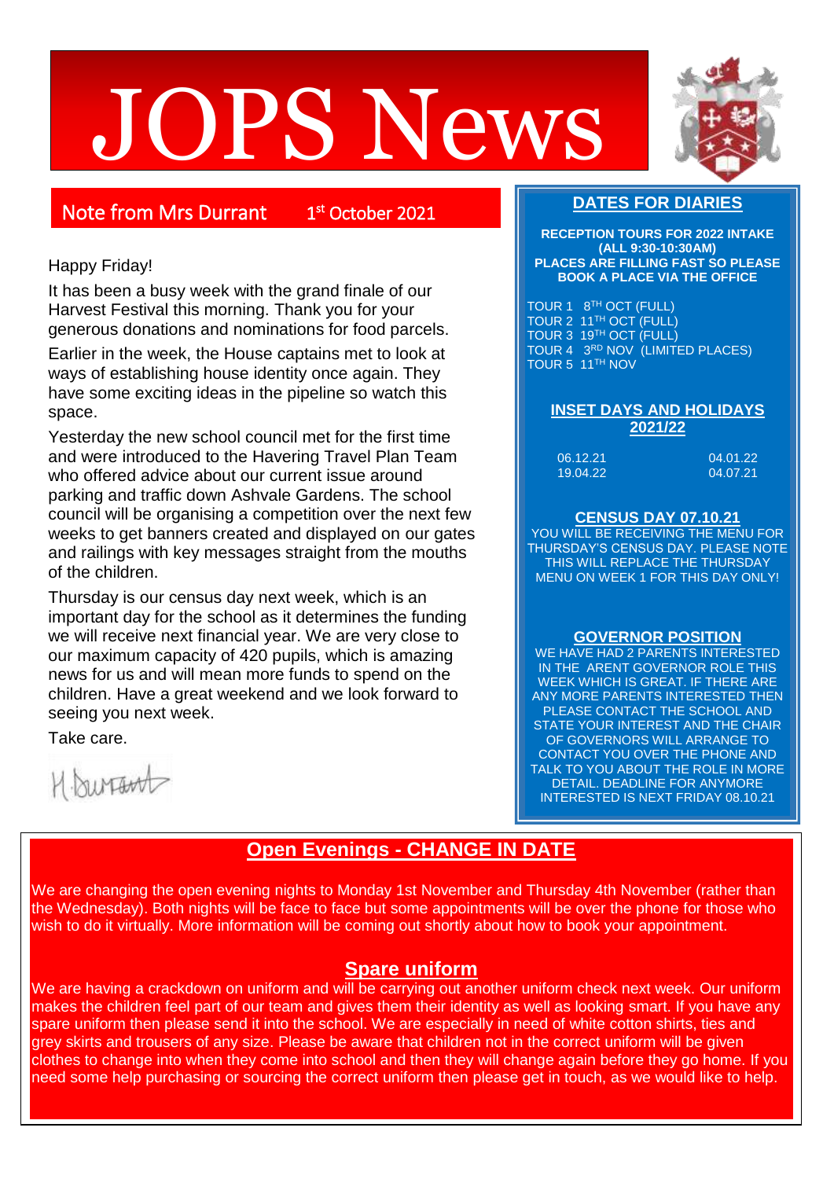# JOPS News

## Note from Mrs Durrant 1st October 2021

Happy Friday!

It has been a busy week with the grand finale of our Harvest Festival this morning. Thank you for your generous donations and nominations for food parcels.

Earlier in the week, the House captains met to look at ways of establishing house identity once again. They have some exciting ideas in the pipeline so watch this space.

Yesterday the new school council met for the first time and were introduced to the Havering Travel Plan Team who offered advice about our current issue around parking and traffic down Ashvale Gardens. The school council will be organising a competition over the next few weeks to get banners created and displayed on our gates and railings with key messages straight from the mouths of the children.

Thursday is our census day next week, which is an important day for the school as it determines the funding we will receive next financial year. We are very close to our maximum capacity of 420 pupils, which is amazing news for us and will mean more funds to spend on the children. Have a great weekend and we look forward to seeing you next week.

Take care.

H Durrant

## DATES FOR DIARIES

**RECEPTION TOURS FOR 2022 INTAKE (ALL 9:30-10:30AM) PLACES ARE FILLING FAST SO PLEASE BOOK A PLACE VIA THE OFFICE**

TOUR 1 8TH OCT (FULL)
TOUR 2 11TH OCT (FULL)
TOUR 3 19TH OCT (FULL)
TOUR 4 3RD NOV (LIMITED PLACES)
TOUR 5 11TH NOV

### INSET DAYS AND HOLIDAYS 2021/22

| | |
|---|---|
| 06.12.21 | 04.01.22 |
| 19.04.22 | 04.07.21 |

### CENSUS DAY 07.10.21

YOU WILL BE RECEIVING THE MENU FOR THURSDAY'S CENSUS DAY. PLEASE NOTE THIS WILL REPLACE THE THURSDAY MENU ON WEEK 1 FOR THIS DAY ONLY!

### GOVERNOR POSITION

WE HAVE HAD 2 PARENTS INTERESTED IN THE ARENT GOVERNOR ROLE THIS WEEK WHICH IS GREAT. IF THERE ARE ANY MORE PARENTS INTERESTED THEN PLEASE CONTACT THE SCHOOL AND STATE YOUR INTEREST AND THE CHAIR OF GOVERNORS WILL ARRANGE TO CONTACT YOU OVER THE PHONE AND TALK TO YOU ABOUT THE ROLE IN MORE DETAIL. DEADLINE FOR ANYMORE INTERESTED IS NEXT FRIDAY 08.10.21

## Open Evenings - CHANGE IN DATE

We are changing the open evening nights to Monday 1st November and Thursday 4th November (rather than the Wednesday). Both nights will be face to face but some appointments will be over the phone for those who wish to do it virtually. More information will be coming out shortly about how to book your appointment.

## Spare uniform

We are having a crackdown on uniform and will be carrying out another uniform check next week. Our uniform makes the children feel part of our team and gives them their identity as well as looking smart. If you have any spare uniform then please send it into the school. We are especially in need of white cotton shirts, ties and grey skirts and trousers of any size. Please be aware that children not in the correct uniform will be given clothes to change into when they come into school and then they will change again before they go home. If you need some help purchasing or sourcing the correct uniform then please get in touch, as we would like to help.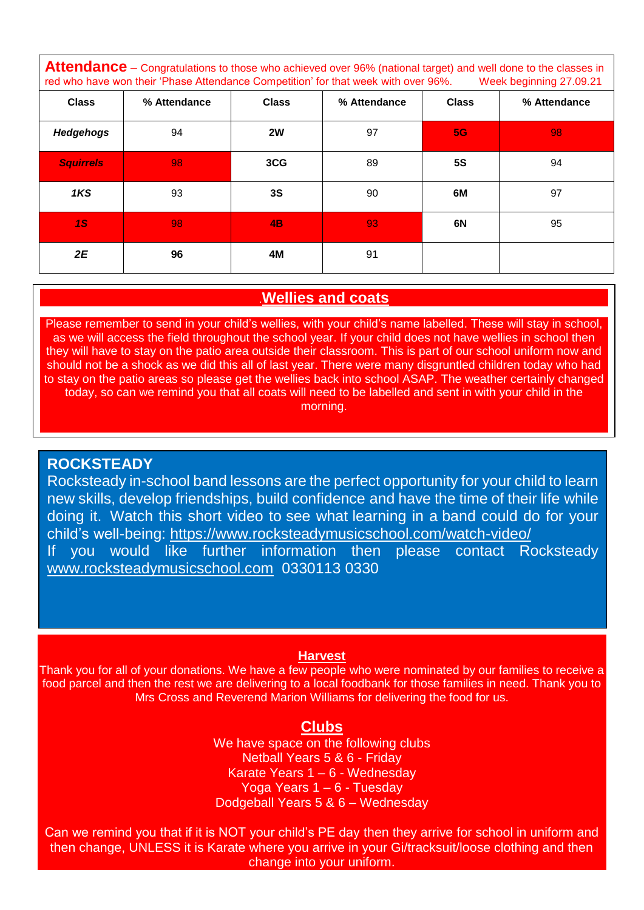**Attendance** – Congratulations to those who achieved over 96% (national target) and well done to the classes in red who have won their 'Phase Attendance Competition' for that week with over 96%. Week beginning 27.09.21

| Class | % Attendance | Class | % Attendance | Class | % Attendance |
|---|---|---|---|---|---|
| ***Hedgehogs*** | 94 | **2W** | 97 | **5G** | 98 |
| ***Squirrels*** | 98 | **3CG** | 89 | **5S** | 94 |
| ***1KS*** | 93 | **3S** | 90 | **6M** | 97 |
| ***1S*** | 98 | **4B** | 93 | **6N** | 95 |
| ***2E*** | **96** | **4M** | 91 | | |

## Wellies and coats

Please remember to send in your child's wellies, with your child's name labelled. These will stay in school, as we will access the field throughout the school year. If your child does not have wellies in school then they will have to stay on the patio area outside their classroom. This is part of our school uniform now and should not be a shock as we did this all of last year. There were many disgruntled children today who had to stay on the patio areas so please get the wellies back into school ASAP. The weather certainly changed today, so can we remind you that all coats will need to be labelled and sent in with your child in the morning.

## ROCKSTEADY

Rocksteady in-school band lessons are the perfect opportunity for your child to learn new skills, develop friendships, build confidence and have the time of their life while doing it. Watch this short video to see what learning in a band could do for your child's well-being: https://www.rocksteadymusicschool.com/watch-video/

If you would like further information then please contact Rocksteady www.rocksteadymusicschool.com 0330113 0330

## Harvest

Thank you for all of your donations. We have a few people who were nominated by our families to receive a food parcel and then the rest we are delivering to a local foodbank for those families in need. Thank you to Mrs Cross and Reverend Marion Williams for delivering the food for us.

## Clubs

We have space on the following clubs

Netball Years 5 & 6 - Friday

Karate Years 1 – 6 - Wednesday

Yoga Years 1 – 6 - Tuesday

Dodgeball Years 5 & 6 – Wednesday

Can we remind you that if it is NOT your child's PE day then they arrive for school in uniform and then change, UNLESS it is Karate where you arrive in your Gi/tracksuit/loose clothing and then change into your uniform.